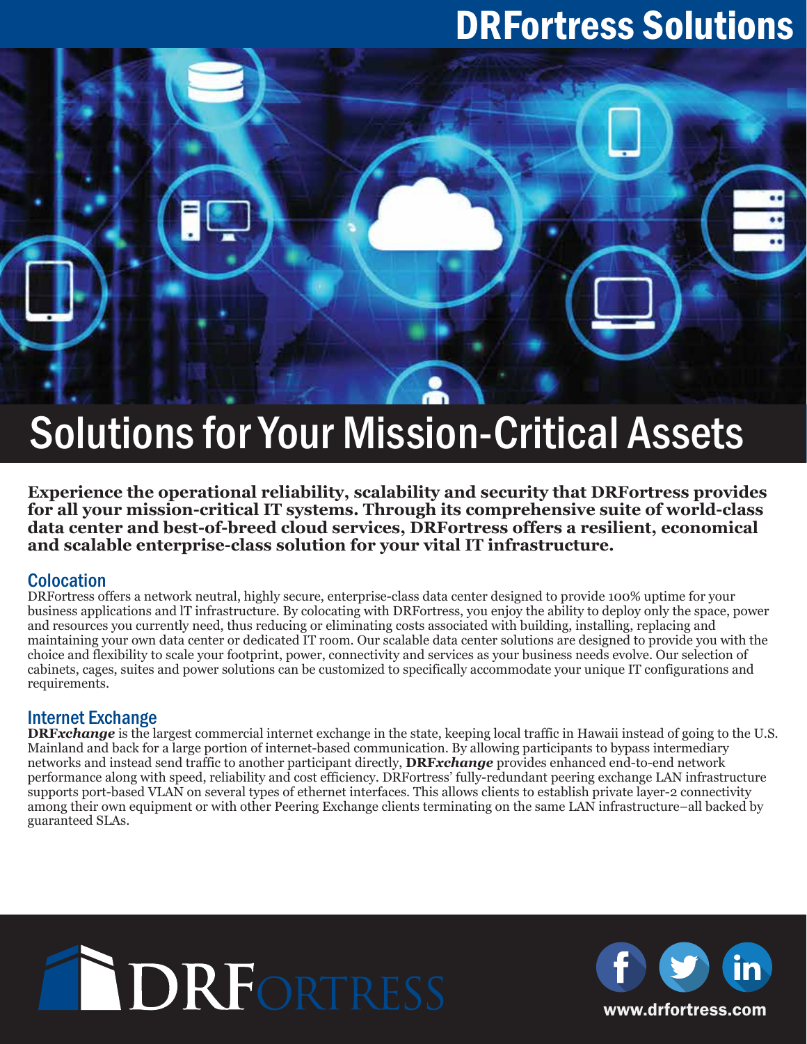# DRFortress Solutions

# Solutions for Your Mission-Critical Assets

**Experience the operational reliability, scalability and security that DRFortress provides for all your mission-critical IT systems. Through its comprehensive suite of world-class data center and best-of-breed cloud services, DRFortress offers a resilient, economical and scalable enterprise-class solution for your vital IT infrastructure.**

## Colocation

DRFortress offers a network neutral, highly secure, enterprise-class data center designed to provide 100% uptime for your business applications and lT infrastructure. By colocating with DRFortress, you enjoy the ability to deploy only the space, power and resources you currently need, thus reducing or eliminating costs associated with building, installing, replacing and maintaining your own data center or dedicated IT room. Our scalable data center solutions are designed to provide you with the choice and flexibility to scale your footprint, power, connectivity and services as your business needs evolve. Our selection of cabinets, cages, suites and power solutions can be customized to specifically accommodate your unique IT configurations and requirements.

## Internet Exchange

**DRF*xchange*** is the largest commercial internet exchange in the state, keeping local traffic in Hawaii instead of going to the U.S. Mainland and back for a large portion of internet-based communication. By allowing participants to bypass intermediary networks and instead send traffic to another participant directly, **DRF*xchange*** provides enhanced end-to-end network performance along with speed, reliability and cost efficiency. DRFortress' fully-redundant peering exchange LAN infrastructure supports port-based VLAN on several types of ethernet interfaces. This allows clients to establish private layer-2 connectivity among their own equipment or with other Peering Exchange clients terminating on the same LAN infrastructure–all backed by guaranteed SLAs.

DRFORTRESS

www.drfortress.com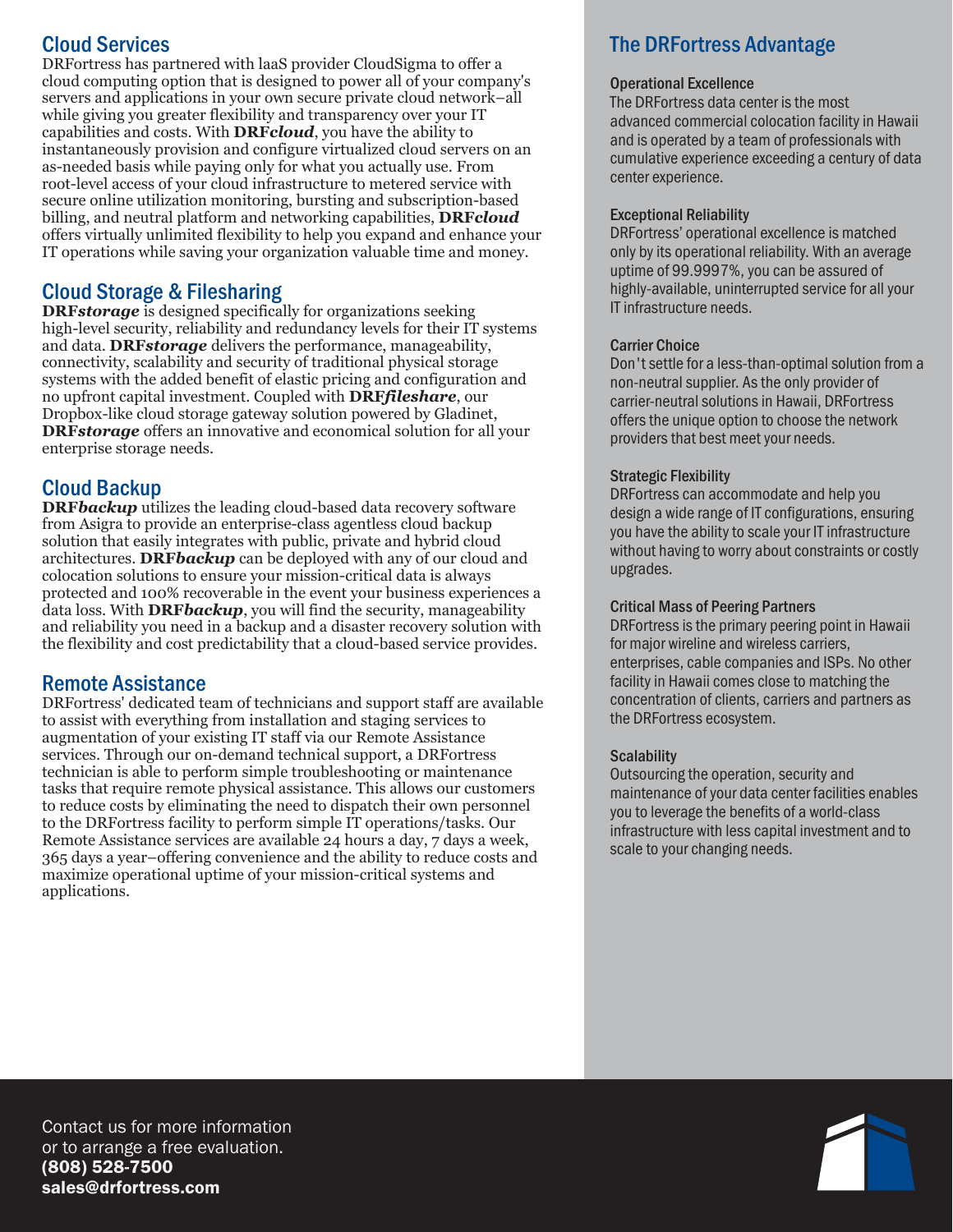## Cloud Services

DRFortress has partnered with IaaS provider CloudSigma to offer a cloud computing option that is designed to power all of your company's servers and applications in your own secure private cloud network–all while giving you greater flexibility and transparency over your IT capabilities and costs. With **DRF*cloud***, you have the ability to instantaneously provision and configure virtualized cloud servers on an as-needed basis while paying only for what you actually use. From root-level access of your cloud infrastructure to metered service with secure online utilization monitoring, bursting and subscription-based billing, and neutral platform and networking capabilities, **DRF*cloud*** offers virtually unlimited flexibility to help you expand and enhance your IT operations while saving your organization valuable time and money.

## Cloud Storage & Filesharing

**DRF*storage*** is designed specifically for organizations seeking high-level security, reliability and redundancy levels for their IT systems and data. **DRF*storage*** delivers the performance, manageability, connectivity, scalability and security of traditional physical storage systems with the added benefit of elastic pricing and configuration and no upfront capital investment. Coupled with **DRF*fileshare***, our Dropbox-like cloud storage gateway solution powered by Gladinet, **DRF*storage*** offers an innovative and economical solution for all your enterprise storage needs.

## Cloud Backup

**DRF*backup*** utilizes the leading cloud-based data recovery software from Asigra to provide an enterprise-class agentless cloud backup solution that easily integrates with public, private and hybrid cloud architectures. **DRF*backup*** can be deployed with any of our cloud and colocation solutions to ensure your mission-critical data is always protected and 100% recoverable in the event your business experiences a data loss. With **DRF*backup***, you will find the security, manageability and reliability you need in a backup and a disaster recovery solution with the flexibility and cost predictability that a cloud-based service provides.

## Remote Assistance

DRFortress' dedicated team of technicians and support staff are available to assist with everything from installation and staging services to augmentation of your existing IT staff via our Remote Assistance services. Through our on-demand technical support, a DRFortress technician is able to perform simple troubleshooting or maintenance tasks that require remote physical assistance. This allows our customers to reduce costs by eliminating the need to dispatch their own personnel to the DRFortress facility to perform simple IT operations/tasks. Our Remote Assistance services are available 24 hours a day, 7 days a week, 365 days a year–offering convenience and the ability to reduce costs and maximize operational uptime of your mission-critical systems and applications.

## The DRFortress Advantage

### Operational Excellence

The DRFortress data center is the most advanced commercial colocation facility in Hawaii and is operated by a team of professionals with cumulative experience exceeding a century of data center experience.

### Exceptional Reliability

DRFortress' operational excellence is matched only by its operational reliability. With an average uptime of 99.9997%, you can be assured of highly-available, uninterrupted service for all your IT infrastructure needs.

### Carrier Choice

Don't settle for a less-than-optimal solution from a non-neutral supplier. As the only provider of carrier-neutral solutions in Hawaii, DRFortress offers the unique option to choose the network providers that best meet your needs.

### Strategic Flexibility

DRFortress can accommodate and help you design a wide range of IT configurations, ensuring you have the ability to scale your IT infrastructure without having to worry about constraints or costly upgrades.

### Critical Mass of Peering Partners

DRFortress is the primary peering point in Hawaii for major wireline and wireless carriers, enterprises, cable companies and ISPs. No other facility in Hawaii comes close to matching the concentration of clients, carriers and partners as the DRFortress ecosystem.

### Scalability

Outsourcing the operation, security and maintenance of your data center facilities enables you to leverage the benefits of a world-class infrastructure with less capital investment and to scale to your changing needs.

Contact us for more information or to arrange a free evaluation.
**(808) 528-7500**
**sales@drfortress.com**